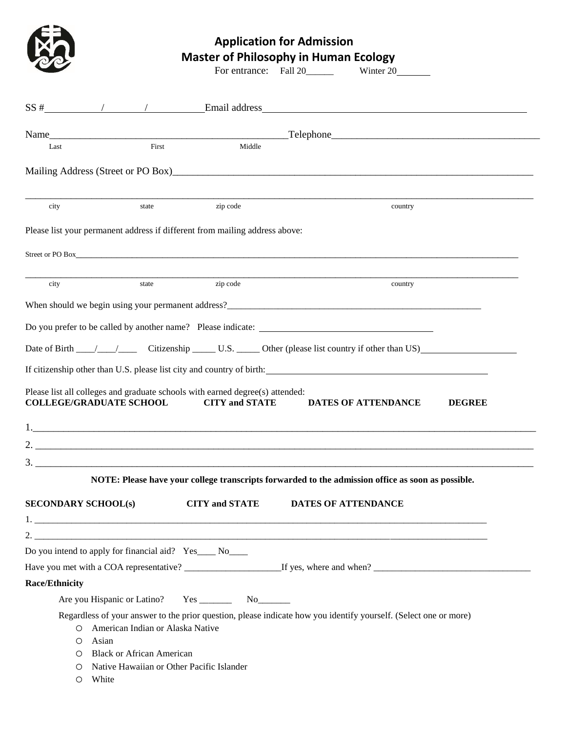# Application for Admission
## Master of Philosophy in Human Ecology

For entrance: Fall 20______ Winter 20_______

SS # ___________ / _________ / ____________ Email address ______________________________________________________

Name_______________________________________________ Telephone_______________________________________
Last First Middle

Mailing Address (Street or PO Box)_______________________________________________________________________

______________________________________________________________________________________________________
city state zip code country

Please list your permanent address if different from mailing address above:

Street or PO Box______________________________________________________________________________________

______________________________________________________________________________________________________
city state zip code country

When should we begin using your permanent address?_________________________________________________________

Do you prefer to be called by another name? Please indicate: ____________________________________

Date of Birth ____/____/____ Citizenship _____ U.S. _____ Other (please list country if other than US)____________________

If citizenship other than U.S. please list city and country of birth:_______________________________________________

Please list all colleges and graduate schools with earned degree(s) attended:

**COLLEGE/GRADUATE SCHOOL CITY and STATE DATES OF ATTENDANCE DEGREE**

1.____________________________________________________________________________________________________

2. ___________________________________________________________________________________________________

3. ___________________________________________________________________________________________________

**NOTE: Please have your college transcripts forwarded to the admission office as soon as possible.**

**SECONDARY SCHOOL(s) CITY and STATE DATES OF ATTENDANCE**

1. ______________________________________________________________________________________________

2. ______________________________________________________________________________________________

Do you intend to apply for financial aid? Yes____ No____

Have you met with a COA representative? ____________________If yes, where and when? _________________________________

**Race/Ethnicity**

Are you Hispanic or Latino? Yes _______ No_______

Regardless of your answer to the prior question, please indicate how you identify yourself. (Select one or more)

- ○ American Indian or Alaska Native
- ○ Asian
- ○ Black or African American
- ○ Native Hawaiian or Other Pacific Islander
- ○ White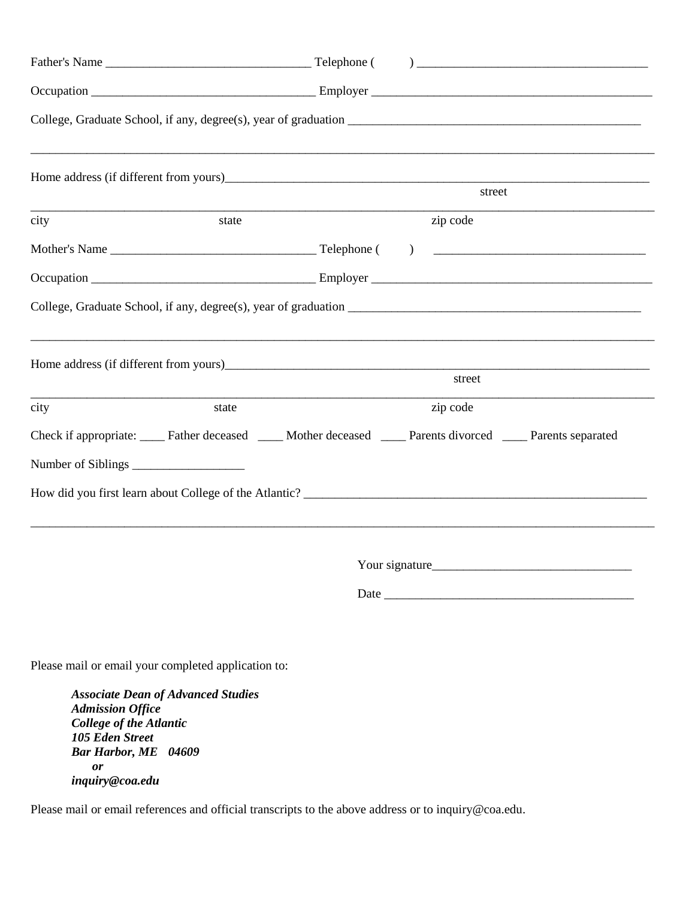Father's Name ________________________________ Telephone (        ) ____________________________________

Occupation __________________________________ Employer ____________________________________________

College, Graduate School, if any, degree(s), year of graduation ______________________________________________

_______________________________________________________________________________________________

Home address (if different from yours)_____________________________________________________________________
street

_______________________________________________________________________________________________
city                                        state                                        zip code

Mother's Name ________________________________ Telephone (        ) ____________________________________

Occupation __________________________________ Employer ____________________________________________

College, Graduate School, if any, degree(s), year of graduation ______________________________________________

_______________________________________________________________________________________________

Home address (if different from yours)_____________________________________________________________________
street

_______________________________________________________________________________________________
city                                        state                                        zip code

Check if appropriate: ____ Father deceased ____ Mother deceased ____ Parents divorced ____ Parents separated

Number of Siblings __________________

How did you first learn about College of the Atlantic? ________________________________________________________

_______________________________________________________________________________________________

Your signature_______________________________

Date _______________________________________

Please mail or email your completed application to:

***Associate Dean of Advanced Studies***
***Admission Office***
***College of the Atlantic***
***105 Eden Street***
***Bar Harbor, ME 04609***
***or***
***inquiry@coa.edu***

Please mail or email references and official transcripts to the above address or to inquiry@coa.edu.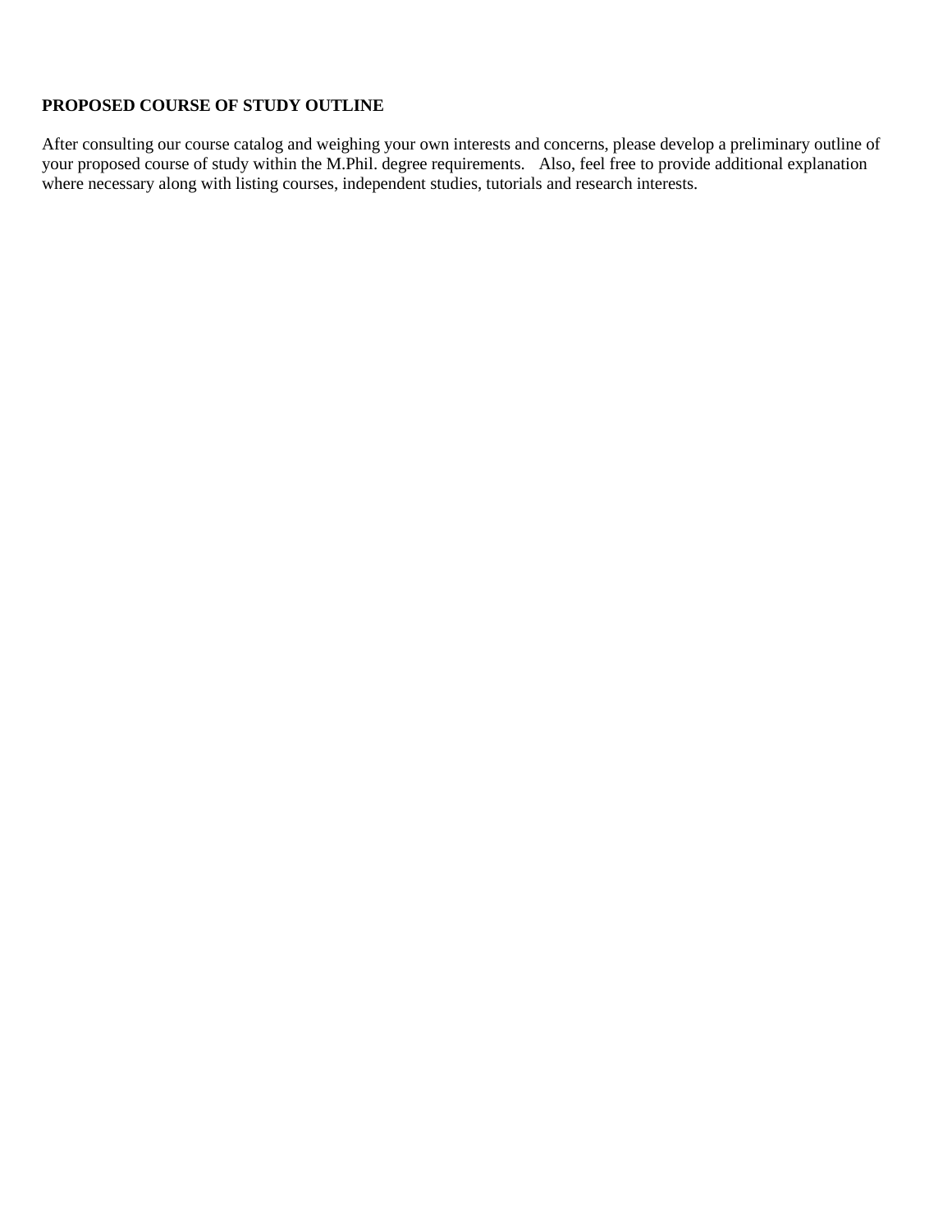**PROPOSED COURSE OF STUDY OUTLINE**

After consulting our course catalog and weighing your own interests and concerns, please develop a preliminary outline of your proposed course of study within the M.Phil. degree requirements. Also, feel free to provide additional explanation where necessary along with listing courses, independent studies, tutorials and research interests.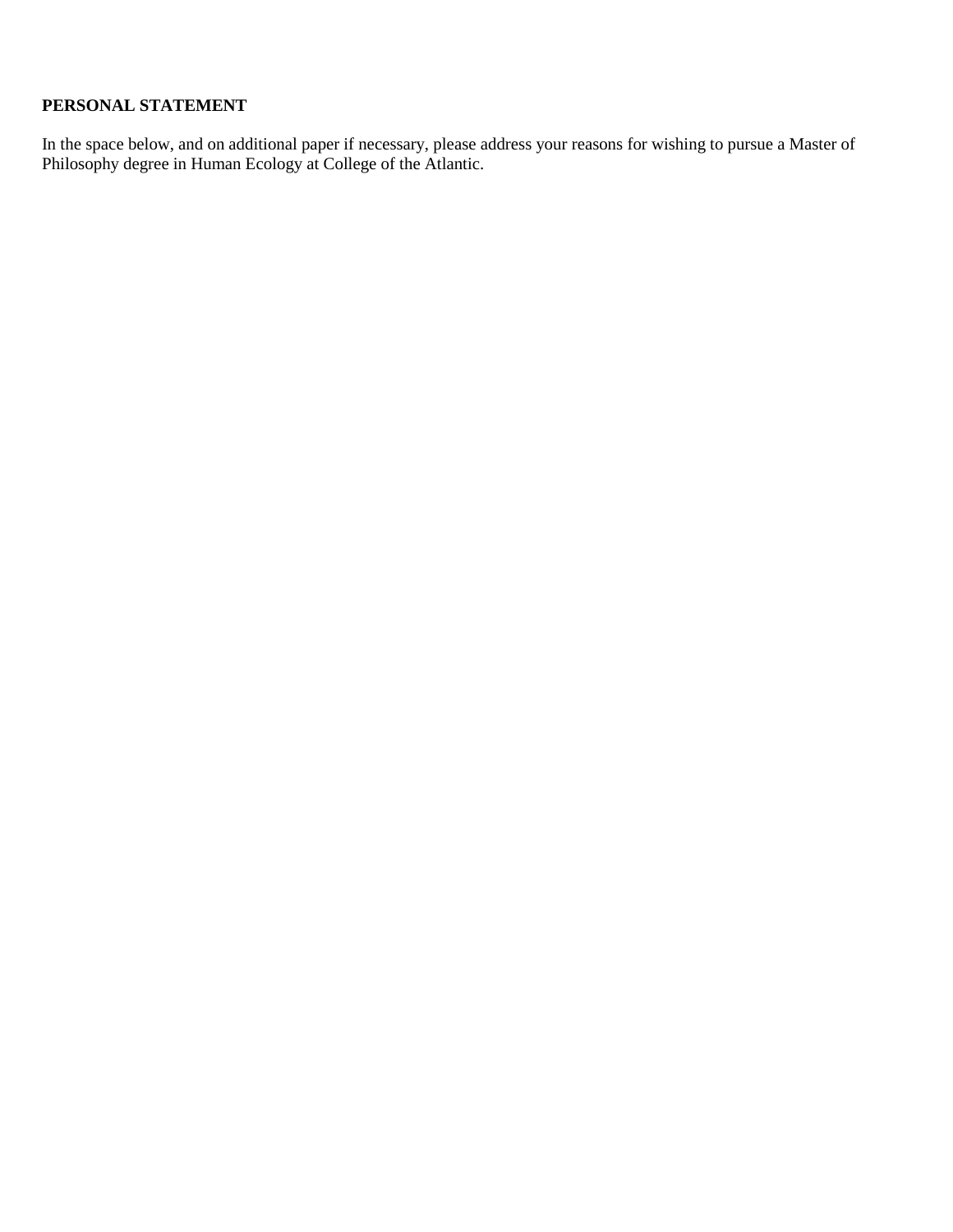**PERSONAL STATEMENT**

In the space below, and on additional paper if necessary, please address your reasons for wishing to pursue a Master of Philosophy degree in Human Ecology at College of the Atlantic.